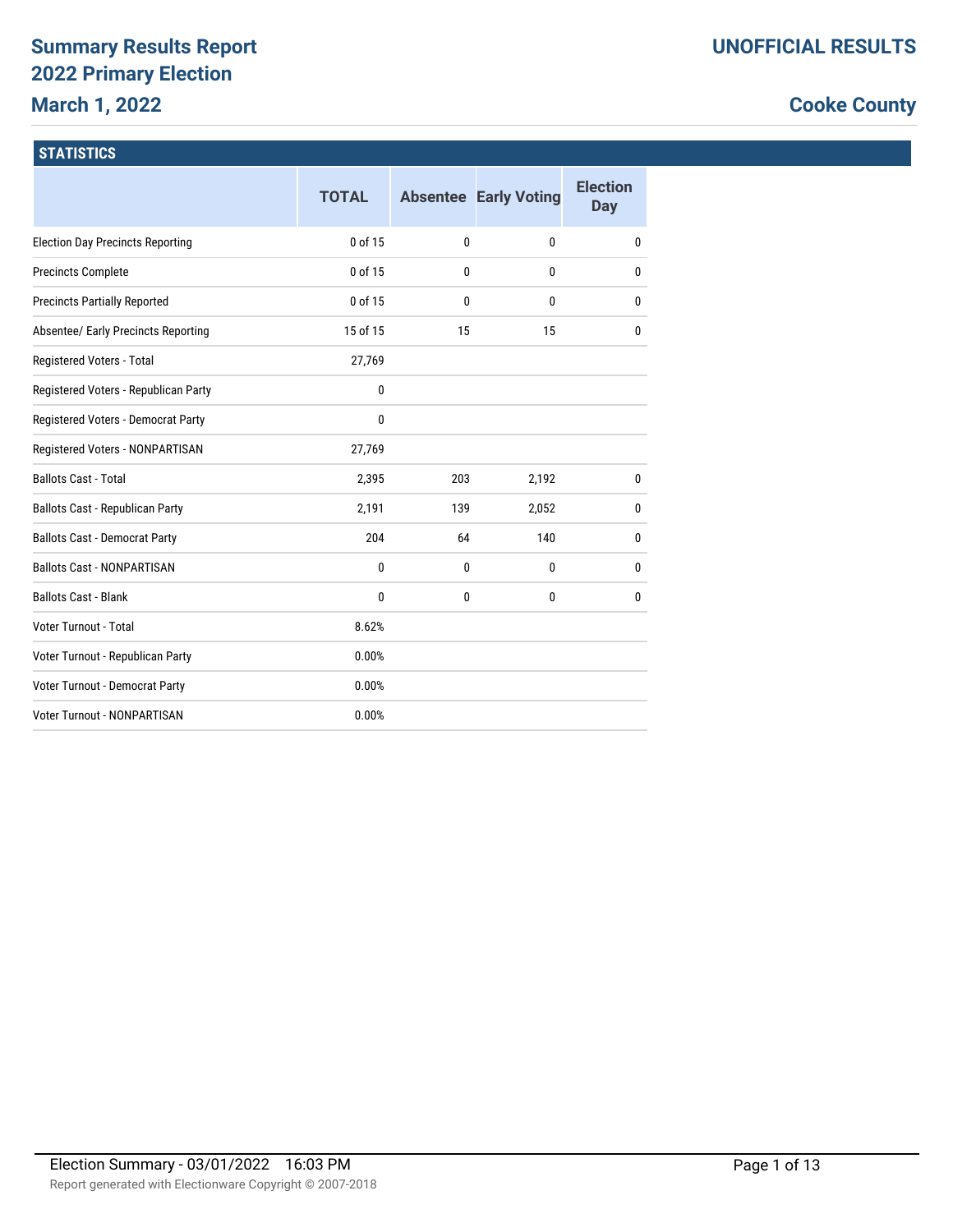# Summary Results Report
## 2022 Primary Election
## March 1, 2022

**UNOFFICIAL RESULTS**

**Cooke County**

### STATISTICS

| | TOTAL | Absentee | Early Voting | Election Day |
|---|---|---|---|---|
| Election Day Precincts Reporting | 0 of 15 | 0 | 0 | 0 |
| Precincts Complete | 0 of 15 | 0 | 0 | 0 |
| Precincts Partially Reported | 0 of 15 | 0 | 0 | 0 |
| Absentee/ Early Precincts Reporting | 15 of 15 | 15 | 15 | 0 |
| Registered Voters - Total | 27,769 | | | |
| Registered Voters - Republican Party | 0 | | | |
| Registered Voters - Democrat Party | 0 | | | |
| Registered Voters - NONPARTISAN | 27,769 | | | |
| Ballots Cast - Total | 2,395 | 203 | 2,192 | 0 |
| Ballots Cast - Republican Party | 2,191 | 139 | 2,052 | 0 |
| Ballots Cast - Democrat Party | 204 | 64 | 140 | 0 |
| Ballots Cast - NONPARTISAN | 0 | 0 | 0 | 0 |
| Ballots Cast - Blank | 0 | 0 | 0 | 0 |
| Voter Turnout - Total | 8.62% | | | |
| Voter Turnout - Republican Party | 0.00% | | | |
| Voter Turnout - Democrat Party | 0.00% | | | |
| Voter Turnout - NONPARTISAN | 0.00% | | | |

Election Summary - 03/01/2022 16:03 PM

Report generated with Electionware Copyright © 2007-2018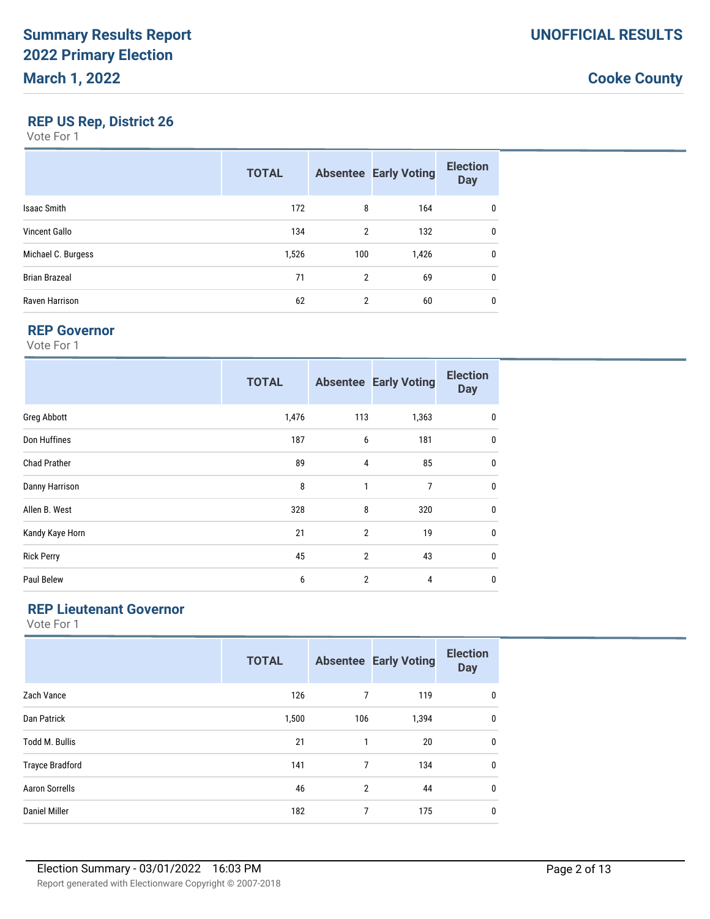# Summary Results Report
# 2022 Primary Election
# March 1, 2022

**UNOFFICIAL RESULTS**

**Cooke County**

## REP US Rep, District 26

Vote For 1

| | TOTAL | Absentee | Early Voting | Election Day |
|---|---|---|---|---|
| Isaac Smith | 172 | 8 | 164 | 0 |
| Vincent Gallo | 134 | 2 | 132 | 0 |
| Michael C. Burgess | 1,526 | 100 | 1,426 | 0 |
| Brian Brazeal | 71 | 2 | 69 | 0 |
| Raven Harrison | 62 | 2 | 60 | 0 |

## REP Governor

Vote For 1

| | TOTAL | Absentee | Early Voting | Election Day |
|---|---|---|---|---|
| Greg Abbott | 1,476 | 113 | 1,363 | 0 |
| Don Huffines | 187 | 6 | 181 | 0 |
| Chad Prather | 89 | 4 | 85 | 0 |
| Danny Harrison | 8 | 1 | 7 | 0 |
| Allen B. West | 328 | 8 | 320 | 0 |
| Kandy Kaye Horn | 21 | 2 | 19 | 0 |
| Rick Perry | 45 | 2 | 43 | 0 |
| Paul Belew | 6 | 2 | 4 | 0 |

## REP Lieutenant Governor

Vote For 1

| | TOTAL | Absentee | Early Voting | Election Day |
|---|---|---|---|---|
| Zach Vance | 126 | 7 | 119 | 0 |
| Dan Patrick | 1,500 | 106 | 1,394 | 0 |
| Todd M. Bullis | 21 | 1 | 20 | 0 |
| Trayce Bradford | 141 | 7 | 134 | 0 |
| Aaron Sorrells | 46 | 2 | 44 | 0 |
| Daniel Miller | 182 | 7 | 175 | 0 |

Election Summary - 03/01/2022 16:03 PM

Report generated with Electionware Copyright © 2007-2018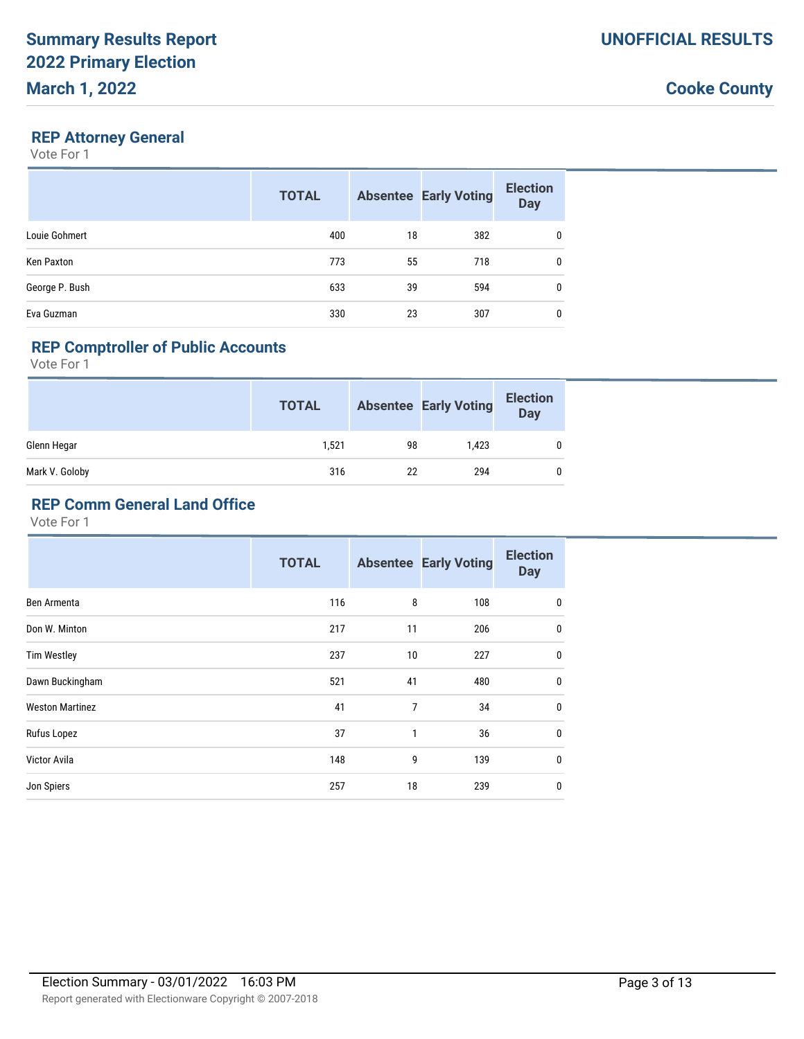# Summary Results Report
# 2022 Primary Election
# March 1, 2022

**UNOFFICIAL RESULTS**

**Cooke County**

### REP Attorney General

Vote For 1

| | TOTAL | Absentee | Early Voting | Election Day |
|---|---|---|---|---|
| Louie Gohmert | 400 | 18 | 382 | 0 |
| Ken Paxton | 773 | 55 | 718 | 0 |
| George P. Bush | 633 | 39 | 594 | 0 |
| Eva Guzman | 330 | 23 | 307 | 0 |

### REP Comptroller of Public Accounts

Vote For 1

| | TOTAL | Absentee | Early Voting | Election Day |
|---|---|---|---|---|
| Glenn Hegar | 1,521 | 98 | 1,423 | 0 |
| Mark V. Goloby | 316 | 22 | 294 | 0 |

### REP Comm General Land Office

Vote For 1

| | TOTAL | Absentee | Early Voting | Election Day |
|---|---|---|---|---|
| Ben Armenta | 116 | 8 | 108 | 0 |
| Don W. Minton | 217 | 11 | 206 | 0 |
| Tim Westley | 237 | 10 | 227 | 0 |
| Dawn Buckingham | 521 | 41 | 480 | 0 |
| Weston Martinez | 41 | 7 | 34 | 0 |
| Rufus Lopez | 37 | 1 | 36 | 0 |
| Victor Avila | 148 | 9 | 139 | 0 |
| Jon Spiers | 257 | 18 | 239 | 0 |

Election Summary - 03/01/2022 16:03 PM

Report generated with Electionware Copyright © 2007-2018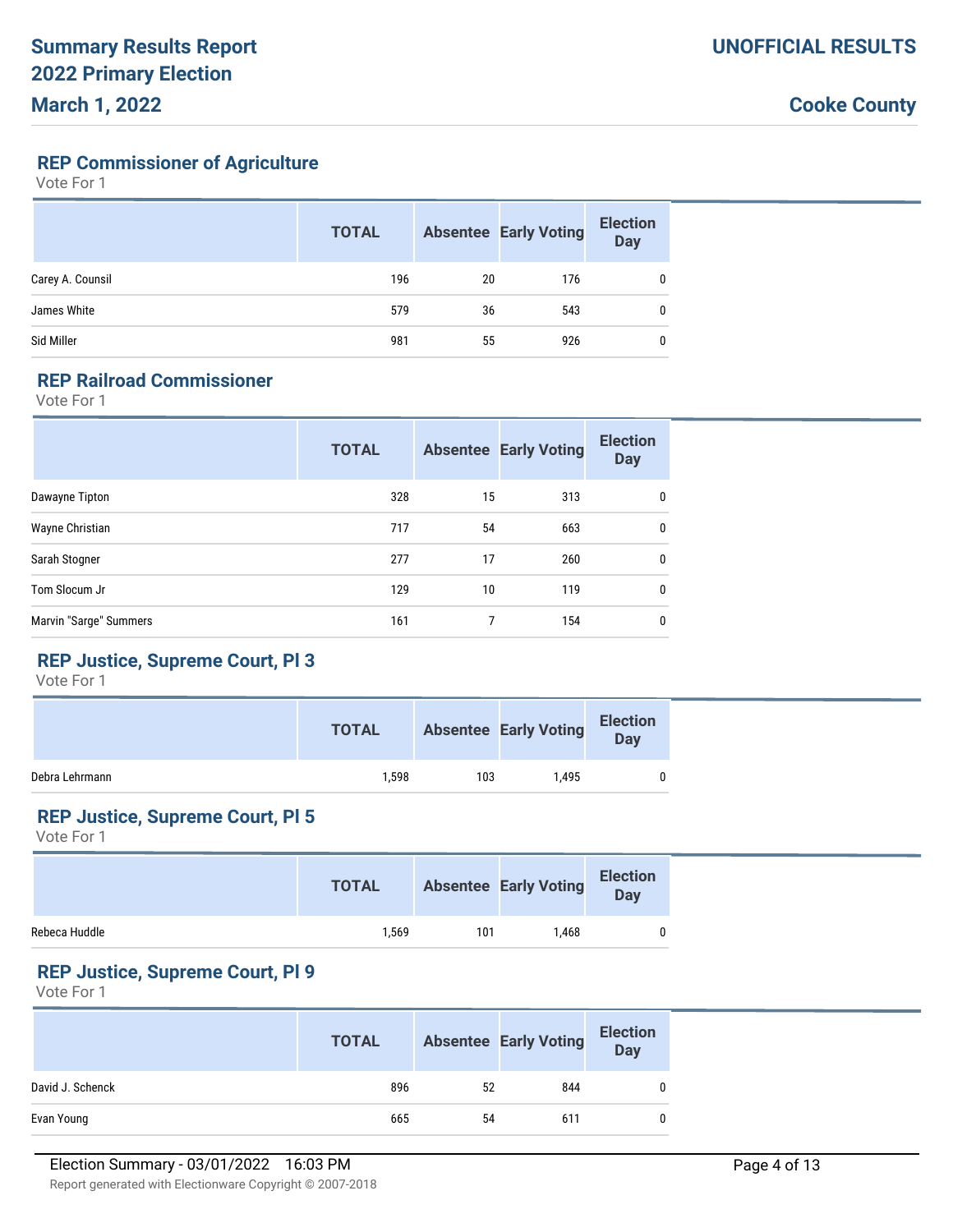# Summary Results Report
# 2022 Primary Election
# March 1, 2022

**UNOFFICIAL RESULTS**

**Cooke County**

## REP Commissioner of Agriculture

Vote For 1

| | TOTAL | Absentee | Early Voting | Election Day |
|---|---|---|---|---|
| Carey A. Counsil | 196 | 20 | 176 | 0 |
| James White | 579 | 36 | 543 | 0 |
| Sid Miller | 981 | 55 | 926 | 0 |

## REP Railroad Commissioner

Vote For 1

| | TOTAL | Absentee | Early Voting | Election Day |
|---|---|---|---|---|
| Dawayne Tipton | 328 | 15 | 313 | 0 |
| Wayne Christian | 717 | 54 | 663 | 0 |
| Sarah Stogner | 277 | 17 | 260 | 0 |
| Tom Slocum Jr | 129 | 10 | 119 | 0 |
| Marvin "Sarge" Summers | 161 | 7 | 154 | 0 |

## REP Justice, Supreme Court, Pl 3

Vote For 1

| | TOTAL | Absentee | Early Voting | Election Day |
|---|---|---|---|---|
| Debra Lehrmann | 1,598 | 103 | 1,495 | 0 |

## REP Justice, Supreme Court, Pl 5

Vote For 1

| | TOTAL | Absentee | Early Voting | Election Day |
|---|---|---|---|---|
| Rebeca Huddle | 1,569 | 101 | 1,468 | 0 |

## REP Justice, Supreme Court, Pl 9

Vote For 1

| | TOTAL | Absentee | Early Voting | Election Day |
|---|---|---|---|---|
| David J. Schenck | 896 | 52 | 844 | 0 |
| Evan Young | 665 | 54 | 611 | 0 |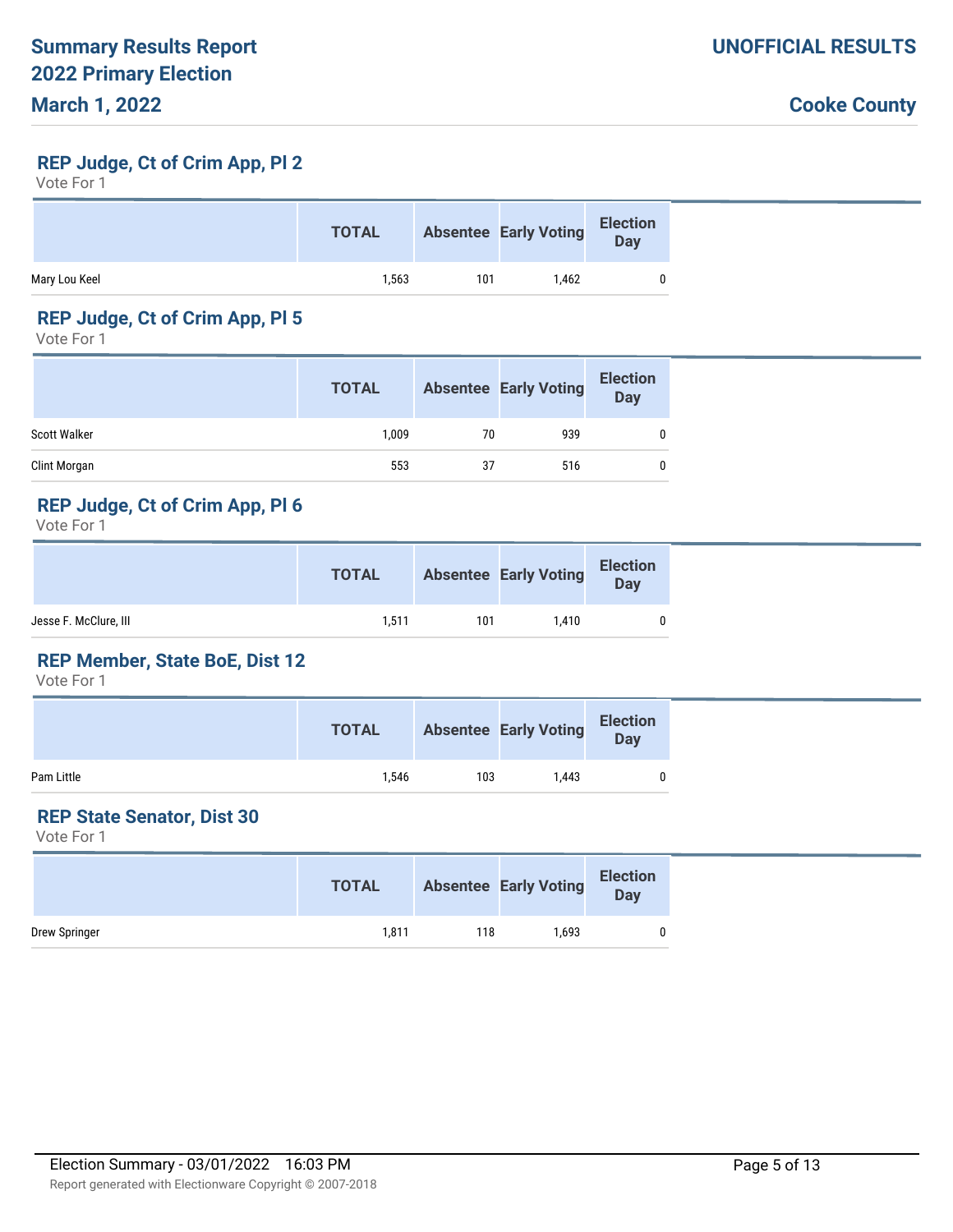# Summary Results Report
# 2022 Primary Election
# March 1, 2022

**UNOFFICIAL RESULTS**

**Cooke County**

## REP Judge, Ct of Crim App, Pl 2

Vote For 1

| | TOTAL | Absentee | Early Voting | Election Day |
|---|---|---|---|---|
| Mary Lou Keel | 1,563 | 101 | 1,462 | 0 |

## REP Judge, Ct of Crim App, Pl 5

Vote For 1

| | TOTAL | Absentee | Early Voting | Election Day |
|---|---|---|---|---|
| Scott Walker | 1,009 | 70 | 939 | 0 |
| Clint Morgan | 553 | 37 | 516 | 0 |

## REP Judge, Ct of Crim App, Pl 6

Vote For 1

| | TOTAL | Absentee | Early Voting | Election Day |
|---|---|---|---|---|
| Jesse F. McClure, III | 1,511 | 101 | 1,410 | 0 |

## REP Member, State BoE, Dist 12

Vote For 1

| | TOTAL | Absentee | Early Voting | Election Day |
|---|---|---|---|---|
| Pam Little | 1,546 | 103 | 1,443 | 0 |

## REP State Senator, Dist 30

Vote For 1

| | TOTAL | Absentee | Early Voting | Election Day |
|---|---|---|---|---|
| Drew Springer | 1,811 | 118 | 1,693 | 0 |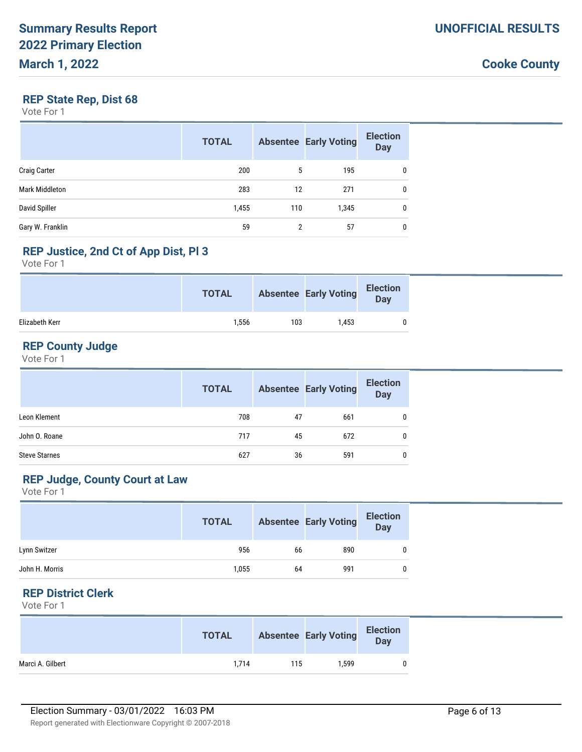# Summary Results Report
# 2022 Primary Election
# March 1, 2022

**UNOFFICIAL RESULTS**

**Cooke County**

## REP State Rep, Dist 68

Vote For 1

| | TOTAL | Absentee | Early Voting | Election Day |
|---|---|---|---|---|
| Craig Carter | 200 | 5 | 195 | 0 |
| Mark Middleton | 283 | 12 | 271 | 0 |
| David Spiller | 1,455 | 110 | 1,345 | 0 |
| Gary W. Franklin | 59 | 2 | 57 | 0 |

## REP Justice, 2nd Ct of App Dist, Pl 3

Vote For 1

| | TOTAL | Absentee | Early Voting | Election Day |
|---|---|---|---|---|
| Elizabeth Kerr | 1,556 | 103 | 1,453 | 0 |

## REP County Judge

Vote For 1

| | TOTAL | Absentee | Early Voting | Election Day |
|---|---|---|---|---|
| Leon Klement | 708 | 47 | 661 | 0 |
| John O. Roane | 717 | 45 | 672 | 0 |
| Steve Starnes | 627 | 36 | 591 | 0 |

## REP Judge, County Court at Law

Vote For 1

| | TOTAL | Absentee | Early Voting | Election Day |
|---|---|---|---|---|
| Lynn Switzer | 956 | 66 | 890 | 0 |
| John H. Morris | 1,055 | 64 | 991 | 0 |

## REP District Clerk

Vote For 1

| | TOTAL | Absentee | Early Voting | Election Day |
|---|---|---|---|---|
| Marci A. Gilbert | 1,714 | 115 | 1,599 | 0 |

Election Summary - 03/01/2022 16:03 PM

Report generated with Electionware Copyright © 2007-2018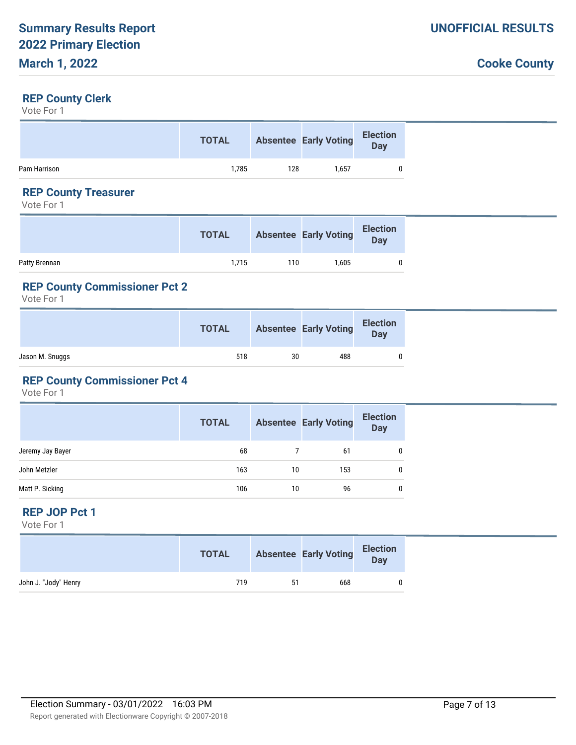Summary Results Report
2022 Primary Election
March 1, 2022

UNOFFICIAL RESULTS

Cooke County

## REP County Clerk

Vote For 1

| | TOTAL | Absentee | Early Voting | Election Day |
|---|---|---|---|---|
| Pam Harrison | 1,785 | 128 | 1,657 | 0 |

## REP County Treasurer

Vote For 1

| | TOTAL | Absentee | Early Voting | Election Day |
|---|---|---|---|---|
| Patty Brennan | 1,715 | 110 | 1,605 | 0 |

## REP County Commissioner Pct 2

Vote For 1

| | TOTAL | Absentee | Early Voting | Election Day |
|---|---|---|---|---|
| Jason M. Snuggs | 518 | 30 | 488 | 0 |

## REP County Commissioner Pct 4

Vote For 1

| | TOTAL | Absentee | Early Voting | Election Day |
|---|---|---|---|---|
| Jeremy Jay Bayer | 68 | 7 | 61 | 0 |
| John Metzler | 163 | 10 | 153 | 0 |
| Matt P. Sicking | 106 | 10 | 96 | 0 |

## REP JOP Pct 1

Vote For 1

| | TOTAL | Absentee | Early Voting | Election Day |
|---|---|---|---|---|
| John J. "Jody" Henry | 719 | 51 | 668 | 0 |

Election Summary - 03/01/2022 16:03 PM

Report generated with Electionware Copyright © 2007-2018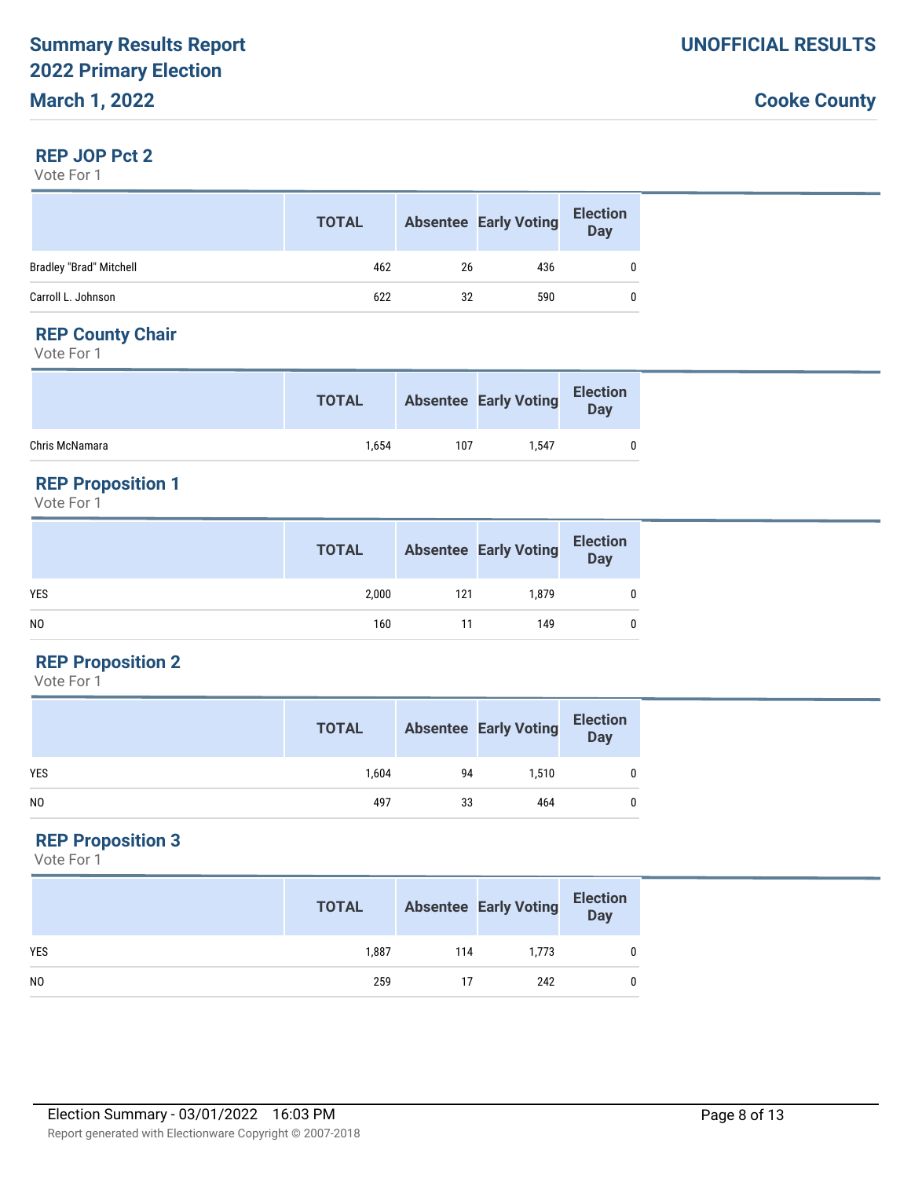# Summary Results Report
# 2022 Primary Election
# March 1, 2022

**UNOFFICIAL RESULTS**

**Cooke County**

## REP JOP Pct 2

Vote For 1

| | TOTAL | Absentee | Early Voting | Election Day |
|---|---|---|---|---|
| Bradley "Brad" Mitchell | 462 | 26 | 436 | 0 |
| Carroll L. Johnson | 622 | 32 | 590 | 0 |

## REP County Chair

Vote For 1

| | TOTAL | Absentee | Early Voting | Election Day |
|---|---|---|---|---|
| Chris McNamara | 1,654 | 107 | 1,547 | 0 |

## REP Proposition 1

Vote For 1

| | TOTAL | Absentee | Early Voting | Election Day |
|---|---|---|---|---|
| YES | 2,000 | 121 | 1,879 | 0 |
| NO | 160 | 11 | 149 | 0 |

## REP Proposition 2

Vote For 1

| | TOTAL | Absentee | Early Voting | Election Day |
|---|---|---|---|---|
| YES | 1,604 | 94 | 1,510 | 0 |
| NO | 497 | 33 | 464 | 0 |

## REP Proposition 3

Vote For 1

| | TOTAL | Absentee | Early Voting | Election Day |
|---|---|---|---|---|
| YES | 1,887 | 114 | 1,773 | 0 |
| NO | 259 | 17 | 242 | 0 |

Election Summary - 03/01/2022 16:03 PM

Report generated with Electionware Copyright © 2007-2018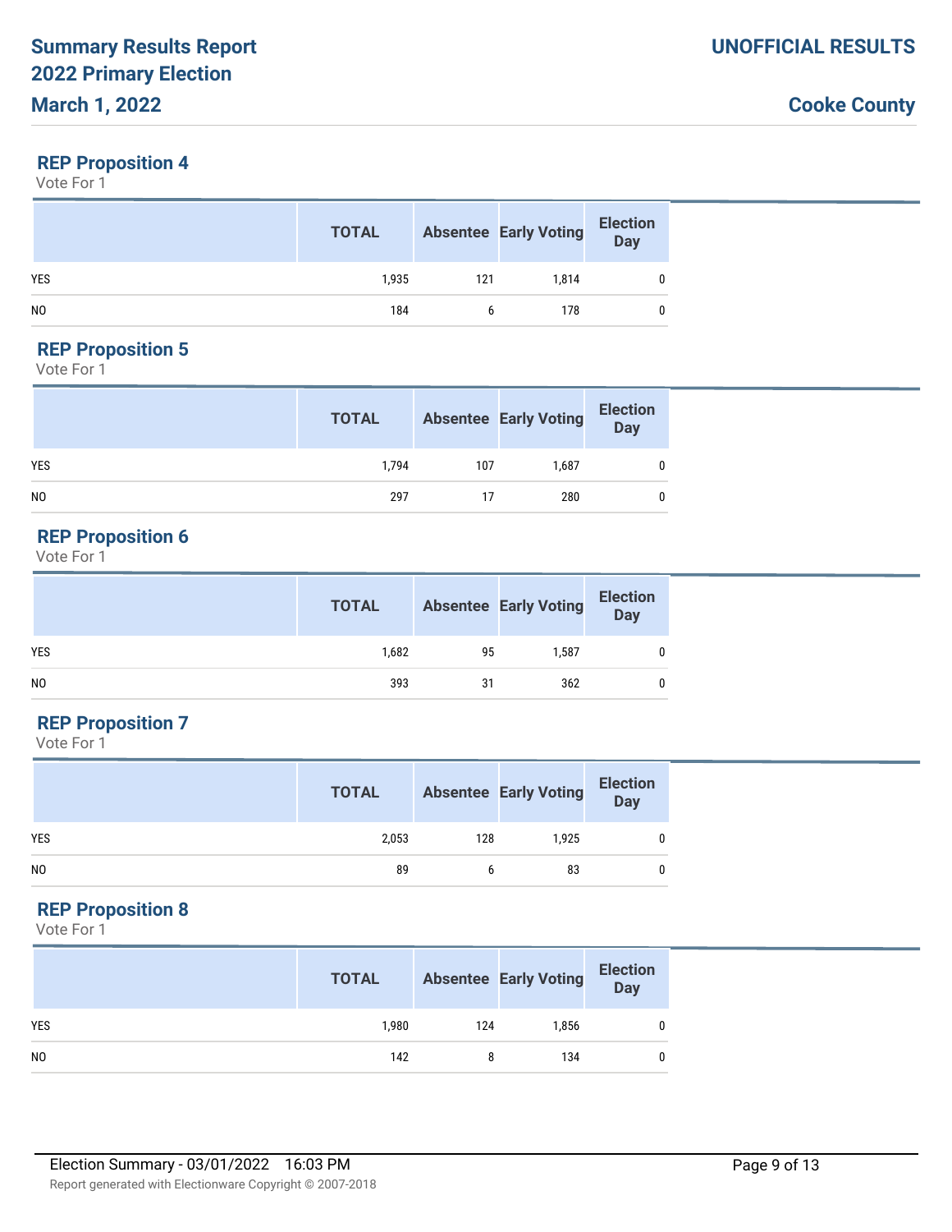## REP Proposition 4

Vote For 1

| | TOTAL | Absentee | Early Voting | Election Day |
|---|---|---|---|---|
| YES | 1,935 | 121 | 1,814 | 0 |
| NO | 184 | 6 | 178 | 0 |

## REP Proposition 5

Vote For 1

| | TOTAL | Absentee | Early Voting | Election Day |
|---|---|---|---|---|
| YES | 1,794 | 107 | 1,687 | 0 |
| NO | 297 | 17 | 280 | 0 |

## REP Proposition 6

Vote For 1

| | TOTAL | Absentee | Early Voting | Election Day |
|---|---|---|---|---|
| YES | 1,682 | 95 | 1,587 | 0 |
| NO | 393 | 31 | 362 | 0 |

## REP Proposition 7

Vote For 1

| | TOTAL | Absentee | Early Voting | Election Day |
|---|---|---|---|---|
| YES | 2,053 | 128 | 1,925 | 0 |
| NO | 89 | 6 | 83 | 0 |

## REP Proposition 8

Vote For 1

| | TOTAL | Absentee | Early Voting | Election Day |
|---|---|---|---|---|
| YES | 1,980 | 124 | 1,856 | 0 |
| NO | 142 | 8 | 134 | 0 |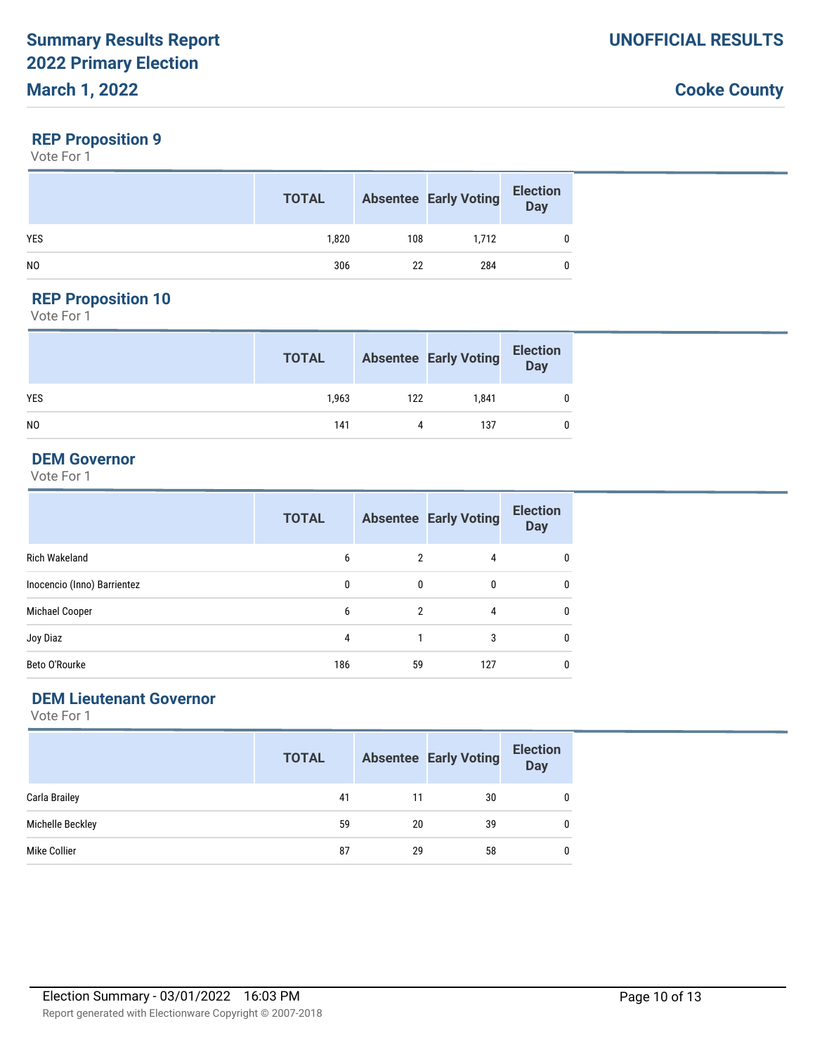# Summary Results Report
## 2022 Primary Election
## March 1, 2022

**UNOFFICIAL RESULTS**

**Cooke County**

### REP Proposition 9

Vote For 1

| | TOTAL | Absentee | Early Voting | Election Day |
|---|---|---|---|---|
| YES | 1,820 | 108 | 1,712 | 0 |
| NO | 306 | 22 | 284 | 0 |

### REP Proposition 10

Vote For 1

| | TOTAL | Absentee | Early Voting | Election Day |
|---|---|---|---|---|
| YES | 1,963 | 122 | 1,841 | 0 |
| NO | 141 | 4 | 137 | 0 |

### DEM Governor

Vote For 1

| | TOTAL | Absentee | Early Voting | Election Day |
|---|---|---|---|---|
| Rich Wakeland | 6 | 2 | 4 | 0 |
| Inocencio (Inno) Barrientez | 0 | 0 | 0 | 0 |
| Michael Cooper | 6 | 2 | 4 | 0 |
| Joy Diaz | 4 | 1 | 3 | 0 |
| Beto O'Rourke | 186 | 59 | 127 | 0 |

### DEM Lieutenant Governor

Vote For 1

| | TOTAL | Absentee | Early Voting | Election Day |
|---|---|---|---|---|
| Carla Brailey | 41 | 11 | 30 | 0 |
| Michelle Beckley | 59 | 20 | 39 | 0 |
| Mike Collier | 87 | 29 | 58 | 0 |

Election Summary - 03/01/2022 16:03 PM

Report generated with Electionware Copyright © 2007-2018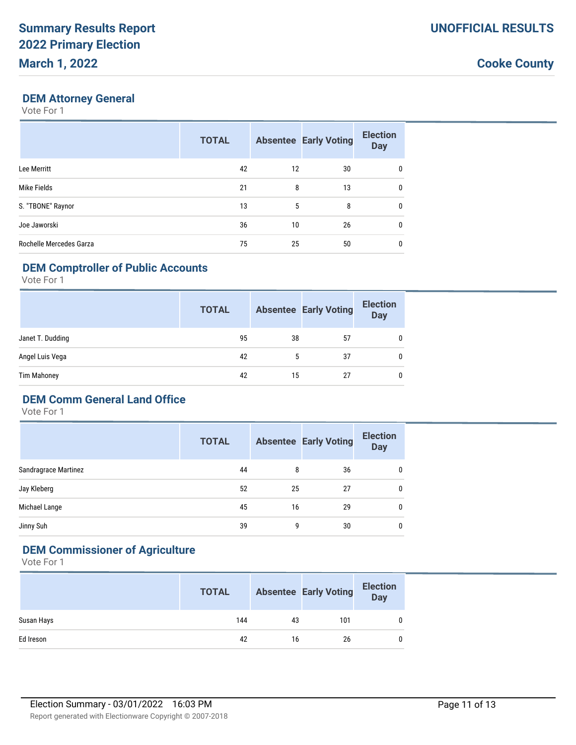# Summary Results Report
# 2022 Primary Election
# March 1, 2022

**UNOFFICIAL RESULTS**

**Cooke County**

## DEM Attorney General

Vote For 1

| | TOTAL | Absentee | Early Voting | Election Day |
|---|---|---|---|---|
| Lee Merritt | 42 | 12 | 30 | 0 |
| Mike Fields | 21 | 8 | 13 | 0 |
| S. "TBONE" Raynor | 13 | 5 | 8 | 0 |
| Joe Jaworski | 36 | 10 | 26 | 0 |
| Rochelle Mercedes Garza | 75 | 25 | 50 | 0 |

## DEM Comptroller of Public Accounts

Vote For 1

| | TOTAL | Absentee | Early Voting | Election Day |
|---|---|---|---|---|
| Janet T. Dudding | 95 | 38 | 57 | 0 |
| Angel Luis Vega | 42 | 5 | 37 | 0 |
| Tim Mahoney | 42 | 15 | 27 | 0 |

## DEM Comm General Land Office

Vote For 1

| | TOTAL | Absentee | Early Voting | Election Day |
|---|---|---|---|---|
| Sandragrace Martinez | 44 | 8 | 36 | 0 |
| Jay Kleberg | 52 | 25 | 27 | 0 |
| Michael Lange | 45 | 16 | 29 | 0 |
| Jinny Suh | 39 | 9 | 30 | 0 |

## DEM Commissioner of Agriculture

Vote For 1

| | TOTAL | Absentee | Early Voting | Election Day |
|---|---|---|---|---|
| Susan Hays | 144 | 43 | 101 | 0 |
| Ed Ireson | 42 | 16 | 26 | 0 |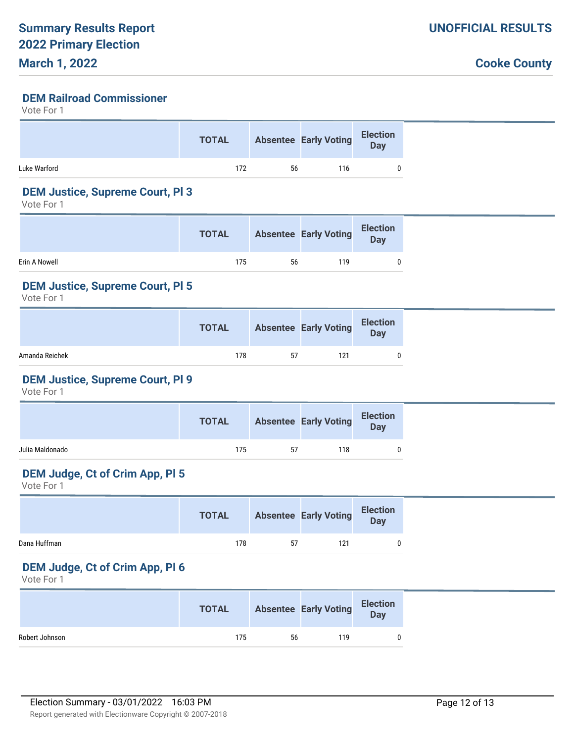## DEM Railroad Commissioner

Vote For 1

| | TOTAL | Absentee | Early Voting | Election Day |
|---|---|---|---|---|
| Luke Warford | 172 | 56 | 116 | 0 |

## DEM Justice, Supreme Court, Pl 3

Vote For 1

| | TOTAL | Absentee | Early Voting | Election Day |
|---|---|---|---|---|
| Erin A Nowell | 175 | 56 | 119 | 0 |

## DEM Justice, Supreme Court, Pl 5

Vote For 1

| | TOTAL | Absentee | Early Voting | Election Day |
|---|---|---|---|---|
| Amanda Reichek | 178 | 57 | 121 | 0 |

## DEM Justice, Supreme Court, Pl 9

Vote For 1

| | TOTAL | Absentee | Early Voting | Election Day |
|---|---|---|---|---|
| Julia Maldonado | 175 | 57 | 118 | 0 |

## DEM Judge, Ct of Crim App, Pl 5

Vote For 1

| | TOTAL | Absentee | Early Voting | Election Day |
|---|---|---|---|---|
| Dana Huffman | 178 | 57 | 121 | 0 |

## DEM Judge, Ct of Crim App, Pl 6

Vote For 1

| | TOTAL | Absentee | Early Voting | Election Day |
|---|---|---|---|---|
| Robert Johnson | 175 | 56 | 119 | 0 |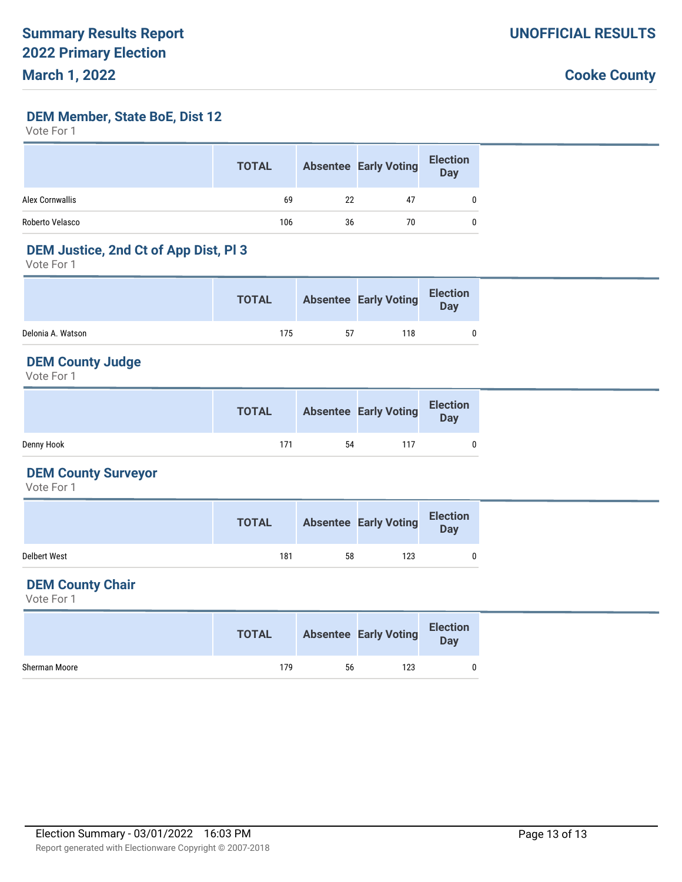## DEM Member, State BoE, Dist 12

Vote For 1

| | TOTAL | Absentee | Early Voting | Election Day |
|---|---|---|---|---|
| Alex Cornwallis | 69 | 22 | 47 | 0 |
| Roberto Velasco | 106 | 36 | 70 | 0 |

## DEM Justice, 2nd Ct of App Dist, Pl 3

Vote For 1

| | TOTAL | Absentee | Early Voting | Election Day |
|---|---|---|---|---|
| Delonia A. Watson | 175 | 57 | 118 | 0 |

## DEM County Judge

Vote For 1

| | TOTAL | Absentee | Early Voting | Election Day |
|---|---|---|---|---|
| Denny Hook | 171 | 54 | 117 | 0 |

## DEM County Surveyor

Vote For 1

| | TOTAL | Absentee | Early Voting | Election Day |
|---|---|---|---|---|
| Delbert West | 181 | 58 | 123 | 0 |

## DEM County Chair

Vote For 1

| | TOTAL | Absentee | Early Voting | Election Day |
|---|---|---|---|---|
| Sherman Moore | 179 | 56 | 123 | 0 |